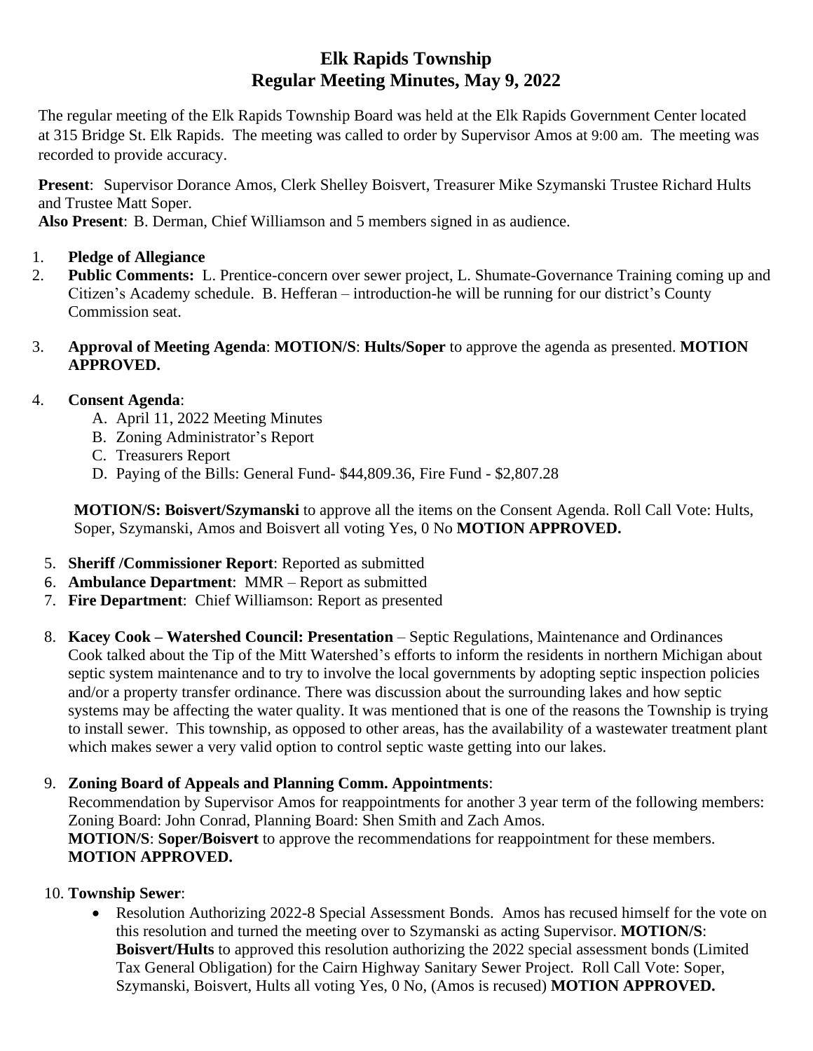# Elk Rapids Township
## Regular Meeting Minutes, May 9, 2022

The regular meeting of the Elk Rapids Township Board was held at the Elk Rapids Government Center located at 315 Bridge St. Elk Rapids. The meeting was called to order by Supervisor Amos at 9:00 am. The meeting was recorded to provide accuracy.

**Present**: Supervisor Dorance Amos, Clerk Shelley Boisvert, Treasurer Mike Szymanski Trustee Richard Hults and Trustee Matt Soper.

**Also Present**: B. Derman, Chief Williamson and 5 members signed in as audience.

1. **Pledge of Allegiance**
2. **Public Comments:** L. Prentice-concern over sewer project, L. Shumate-Governance Training coming up and Citizen's Academy schedule. B. Hefferan – introduction-he will be running for our district's County Commission seat.
3. **Approval of Meeting Agenda**: **MOTION/S**: **Hults/Soper** to approve the agenda as presented. **MOTION APPROVED.**
4. **Consent Agenda**:
   A. April 11, 2022 Meeting Minutes
   B. Zoning Administrator's Report
   C. Treasurers Report
   D. Paying of the Bills: General Fund- $44,809.36, Fire Fund - $2,807.28

   **MOTION/S: Boisvert/Szymanski** to approve all the items on the Consent Agenda. Roll Call Vote: Hults, Soper, Szymanski, Amos and Boisvert all voting Yes, 0 No **MOTION APPROVED.**

5. **Sheriff /Commissioner Report**: Reported as submitted
6. **Ambulance Department**: MMR – Report as submitted
7. **Fire Department**: Chief Williamson: Report as presented
8. **Kacey Cook – Watershed Council: Presentation** – Septic Regulations, Maintenance and Ordinances
   Cook talked about the Tip of the Mitt Watershed's efforts to inform the residents in northern Michigan about septic system maintenance and to try to involve the local governments by adopting septic inspection policies and/or a property transfer ordinance. There was discussion about the surrounding lakes and how septic systems may be affecting the water quality. It was mentioned that is one of the reasons the Township is trying to install sewer. This township, as opposed to other areas, has the availability of a wastewater treatment plant which makes sewer a very valid option to control septic waste getting into our lakes.
9. **Zoning Board of Appeals and Planning Comm. Appointments**:
   Recommendation by Supervisor Amos for reappointments for another 3 year term of the following members: Zoning Board: John Conrad, Planning Board: Shen Smith and Zach Amos.
   **MOTION/S**: **Soper/Boisvert** to approve the recommendations for reappointment for these members. **MOTION APPROVED.**
10. **Township Sewer**:
    - Resolution Authorizing 2022-8 Special Assessment Bonds. Amos has recused himself for the vote on this resolution and turned the meeting over to Szymanski as acting Supervisor. **MOTION/S**: **Boisvert/Hults** to approved this resolution authorizing the 2022 special assessment bonds (Limited Tax General Obligation) for the Cairn Highway Sanitary Sewer Project. Roll Call Vote: Soper, Szymanski, Boisvert, Hults all voting Yes, 0 No, (Amos is recused) **MOTION APPROVED.**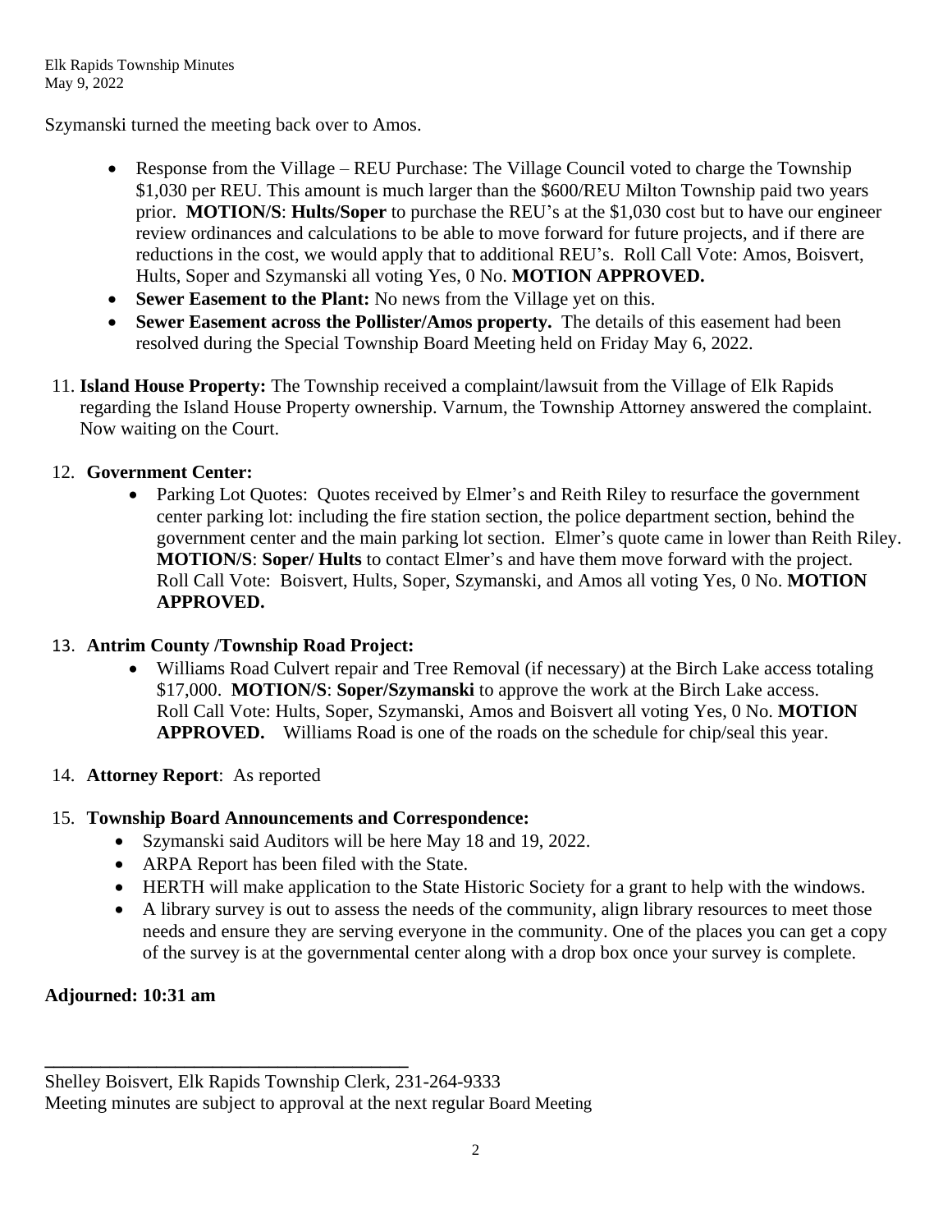Szymanski turned the meeting back over to Amos.

- Response from the Village – REU Purchase: The Village Council voted to charge the Township $1,030 per REU. This amount is much larger than the $600/REU Milton Township paid two years prior. **MOTION/S**: **Hults/Soper** to purchase the REU's at the $1,030 cost but to have our engineer review ordinances and calculations to be able to move forward for future projects, and if there are reductions in the cost, we would apply that to additional REU's. Roll Call Vote: Amos, Boisvert, Hults, Soper and Szymanski all voting Yes, 0 No. **MOTION APPROVED.**
- **Sewer Easement to the Plant:** No news from the Village yet on this.
- **Sewer Easement across the Pollister/Amos property.** The details of this easement had been resolved during the Special Township Board Meeting held on Friday May 6, 2022.

11. **Island House Property:** The Township received a complaint/lawsuit from the Village of Elk Rapids regarding the Island House Property ownership. Varnum, the Township Attorney answered the complaint. Now waiting on the Court.

12. **Government Center:**
    - Parking Lot Quotes: Quotes received by Elmer's and Reith Riley to resurface the government center parking lot: including the fire station section, the police department section, behind the government center and the main parking lot section. Elmer's quote came in lower than Reith Riley. **MOTION/S**: **Soper/ Hults** to contact Elmer's and have them move forward with the project. Roll Call Vote: Boisvert, Hults, Soper, Szymanski, and Amos all voting Yes, 0 No. **MOTION APPROVED.**

13. **Antrim County /Township Road Project:**
    - Williams Road Culvert repair and Tree Removal (if necessary) at the Birch Lake access totaling $17,000. **MOTION/S**: **Soper/Szymanski** to approve the work at the Birch Lake access. Roll Call Vote: Hults, Soper, Szymanski, Amos and Boisvert all voting Yes, 0 No. **MOTION APPROVED.** Williams Road is one of the roads on the schedule for chip/seal this year.

14. **Attorney Report**: As reported

15. **Township Board Announcements and Correspondence:**
    - Szymanski said Auditors will be here May 18 and 19, 2022.
    - ARPA Report has been filed with the State.
    - HERTH will make application to the State Historic Society for a grant to help with the windows.
    - A library survey is out to assess the needs of the community, align library resources to meet those needs and ensure they are serving everyone in the community. One of the places you can get a copy of the survey is at the governmental center along with a drop box once your survey is complete.

**Adjourned: 10:31 am**

\_\_\_\_\_\_\_\_\_\_\_\_\_\_\_\_\_\_\_\_\_\_\_\_\_\_\_\_\_\_\_\_\_\_\_\_\_\_

Shelley Boisvert, Elk Rapids Township Clerk, 231-264-9333
Meeting minutes are subject to approval at the next regular Board Meeting